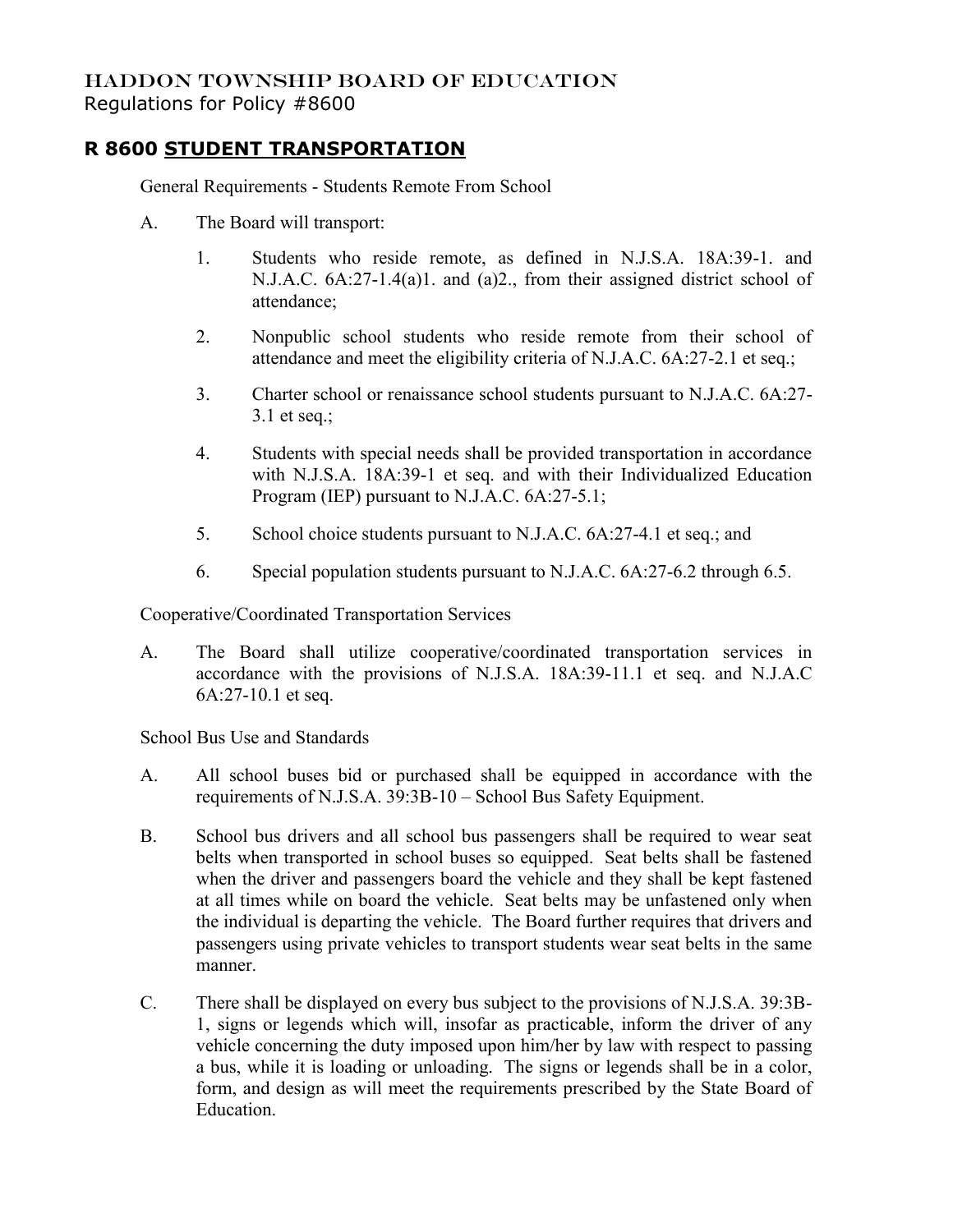# HADDON TOWNSHIP BOARD OF EDUCATION

Regulations for Policy #8600

## R 8600 STUDENT TRANSPORTATION

General Requirements - Students Remote From School

A. The Board will transport:

1. Students who reside remote, as defined in N.J.S.A. 18A:39-1. and N.J.A.C. 6A:27-1.4(a)1. and (a)2., from their assigned district school of attendance;
2. Nonpublic school students who reside remote from their school of attendance and meet the eligibility criteria of N.J.A.C. 6A:27-2.1 et seq.;
3. Charter school or renaissance school students pursuant to N.J.A.C. 6A:27-3.1 et seq.;
4. Students with special needs shall be provided transportation in accordance with N.J.S.A. 18A:39-1 et seq. and with their Individualized Education Program (IEP) pursuant to N.J.A.C. 6A:27-5.1;
5. School choice students pursuant to N.J.A.C. 6A:27-4.1 et seq.; and
6. Special population students pursuant to N.J.A.C. 6A:27-6.2 through 6.5.

Cooperative/Coordinated Transportation Services

A. The Board shall utilize cooperative/coordinated transportation services in accordance with the provisions of N.J.S.A. 18A:39-11.1 et seq. and N.J.A.C 6A:27-10.1 et seq.

School Bus Use and Standards

A. All school buses bid or purchased shall be equipped in accordance with the requirements of N.J.S.A. 39:3B-10 – School Bus Safety Equipment.

B. School bus drivers and all school bus passengers shall be required to wear seat belts when transported in school buses so equipped. Seat belts shall be fastened when the driver and passengers board the vehicle and they shall be kept fastened at all times while on board the vehicle. Seat belts may be unfastened only when the individual is departing the vehicle. The Board further requires that drivers and passengers using private vehicles to transport students wear seat belts in the same manner.

C. There shall be displayed on every bus subject to the provisions of N.J.S.A. 39:3B-1, signs or legends which will, insofar as practicable, inform the driver of any vehicle concerning the duty imposed upon him/her by law with respect to passing a bus, while it is loading or unloading. The signs or legends shall be in a color, form, and design as will meet the requirements prescribed by the State Board of Education.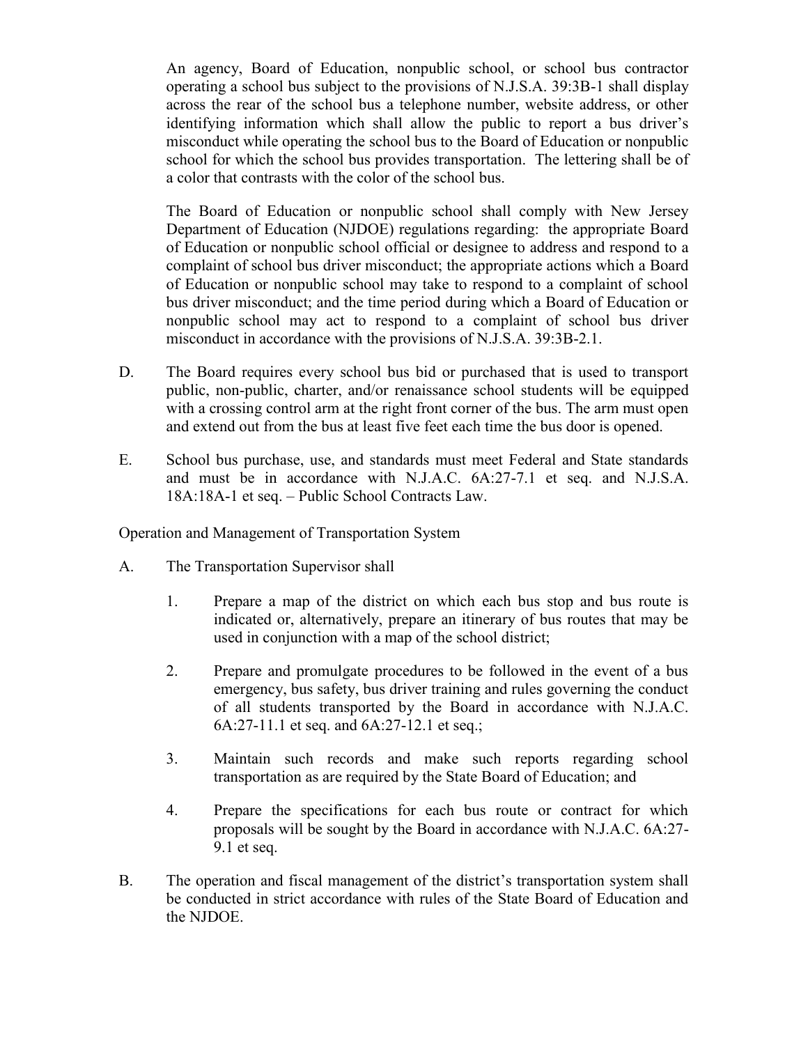An agency, Board of Education, nonpublic school, or school bus contractor operating a school bus subject to the provisions of N.J.S.A. 39:3B-1 shall display across the rear of the school bus a telephone number, website address, or other identifying information which shall allow the public to report a bus driver's misconduct while operating the school bus to the Board of Education or nonpublic school for which the school bus provides transportation. The lettering shall be of a color that contrasts with the color of the school bus.

The Board of Education or nonpublic school shall comply with New Jersey Department of Education (NJDOE) regulations regarding: the appropriate Board of Education or nonpublic school official or designee to address and respond to a complaint of school bus driver misconduct; the appropriate actions which a Board of Education or nonpublic school may take to respond to a complaint of school bus driver misconduct; and the time period during which a Board of Education or nonpublic school may act to respond to a complaint of school bus driver misconduct in accordance with the provisions of N.J.S.A. 39:3B-2.1.

D. The Board requires every school bus bid or purchased that is used to transport public, non-public, charter, and/or renaissance school students will be equipped with a crossing control arm at the right front corner of the bus. The arm must open and extend out from the bus at least five feet each time the bus door is opened.

E. School bus purchase, use, and standards must meet Federal and State standards and must be in accordance with N.J.A.C. 6A:27-7.1 et seq. and N.J.S.A. 18A:18A-1 et seq. – Public School Contracts Law.

Operation and Management of Transportation System

A. The Transportation Supervisor shall

   1. Prepare a map of the district on which each bus stop and bus route is indicated or, alternatively, prepare an itinerary of bus routes that may be used in conjunction with a map of the school district;

   2. Prepare and promulgate procedures to be followed in the event of a bus emergency, bus safety, bus driver training and rules governing the conduct of all students transported by the Board in accordance with N.J.A.C. 6A:27-11.1 et seq. and 6A:27-12.1 et seq.;

   3. Maintain such records and make such reports regarding school transportation as are required by the State Board of Education; and

   4. Prepare the specifications for each bus route or contract for which proposals will be sought by the Board in accordance with N.J.A.C. 6A:27-9.1 et seq.

B. The operation and fiscal management of the district's transportation system shall be conducted in strict accordance with rules of the State Board of Education and the NJDOE.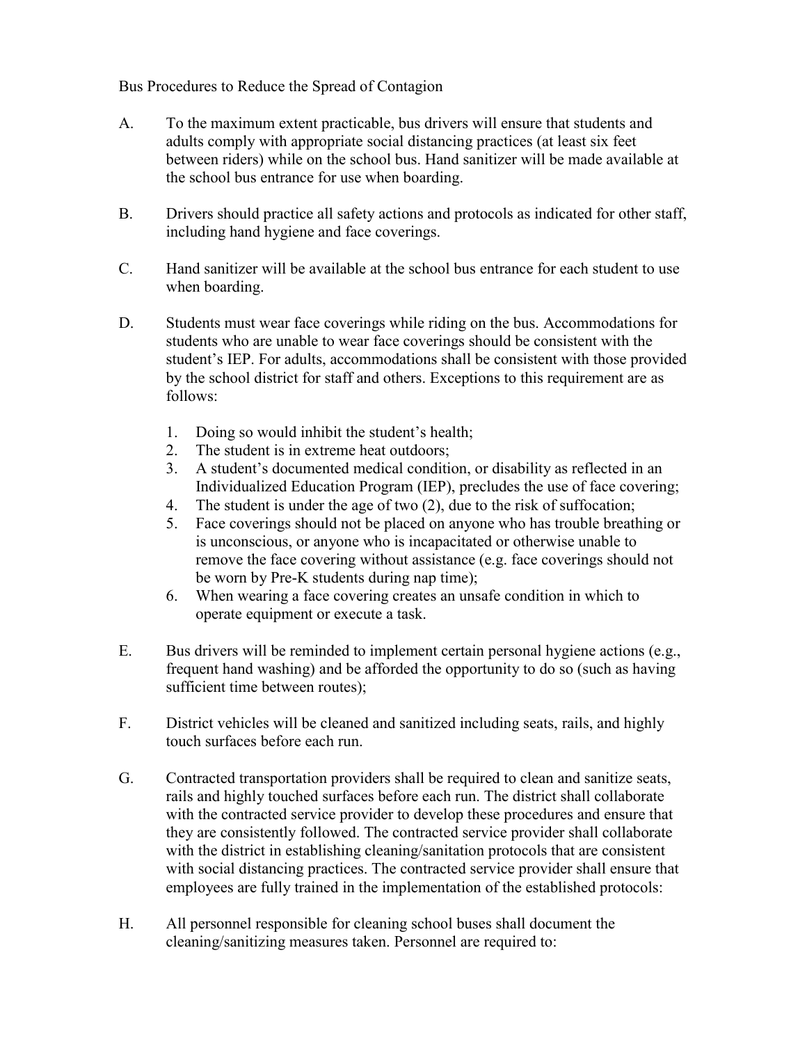Bus Procedures to Reduce the Spread of Contagion

A. To the maximum extent practicable, bus drivers will ensure that students and adults comply with appropriate social distancing practices (at least six feet between riders) while on the school bus. Hand sanitizer will be made available at the school bus entrance for use when boarding.

B. Drivers should practice all safety actions and protocols as indicated for other staff, including hand hygiene and face coverings.

C. Hand sanitizer will be available at the school bus entrance for each student to use when boarding.

D. Students must wear face coverings while riding on the bus. Accommodations for students who are unable to wear face coverings should be consistent with the student's IEP. For adults, accommodations shall be consistent with those provided by the school district for staff and others. Exceptions to this requirement are as follows:

   1. Doing so would inhibit the student's health;
   2. The student is in extreme heat outdoors;
   3. A student's documented medical condition, or disability as reflected in an Individualized Education Program (IEP), precludes the use of face covering;
   4. The student is under the age of two (2), due to the risk of suffocation;
   5. Face coverings should not be placed on anyone who has trouble breathing or is unconscious, or anyone who is incapacitated or otherwise unable to remove the face covering without assistance (e.g. face coverings should not be worn by Pre-K students during nap time);
   6. When wearing a face covering creates an unsafe condition in which to operate equipment or execute a task.

E. Bus drivers will be reminded to implement certain personal hygiene actions (e.g., frequent hand washing) and be afforded the opportunity to do so (such as having sufficient time between routes);

F. District vehicles will be cleaned and sanitized including seats, rails, and highly touch surfaces before each run.

G. Contracted transportation providers shall be required to clean and sanitize seats, rails and highly touched surfaces before each run. The district shall collaborate with the contracted service provider to develop these procedures and ensure that they are consistently followed. The contracted service provider shall collaborate with the district in establishing cleaning/sanitation protocols that are consistent with social distancing practices. The contracted service provider shall ensure that employees are fully trained in the implementation of the established protocols:

H. All personnel responsible for cleaning school buses shall document the cleaning/sanitizing measures taken. Personnel are required to: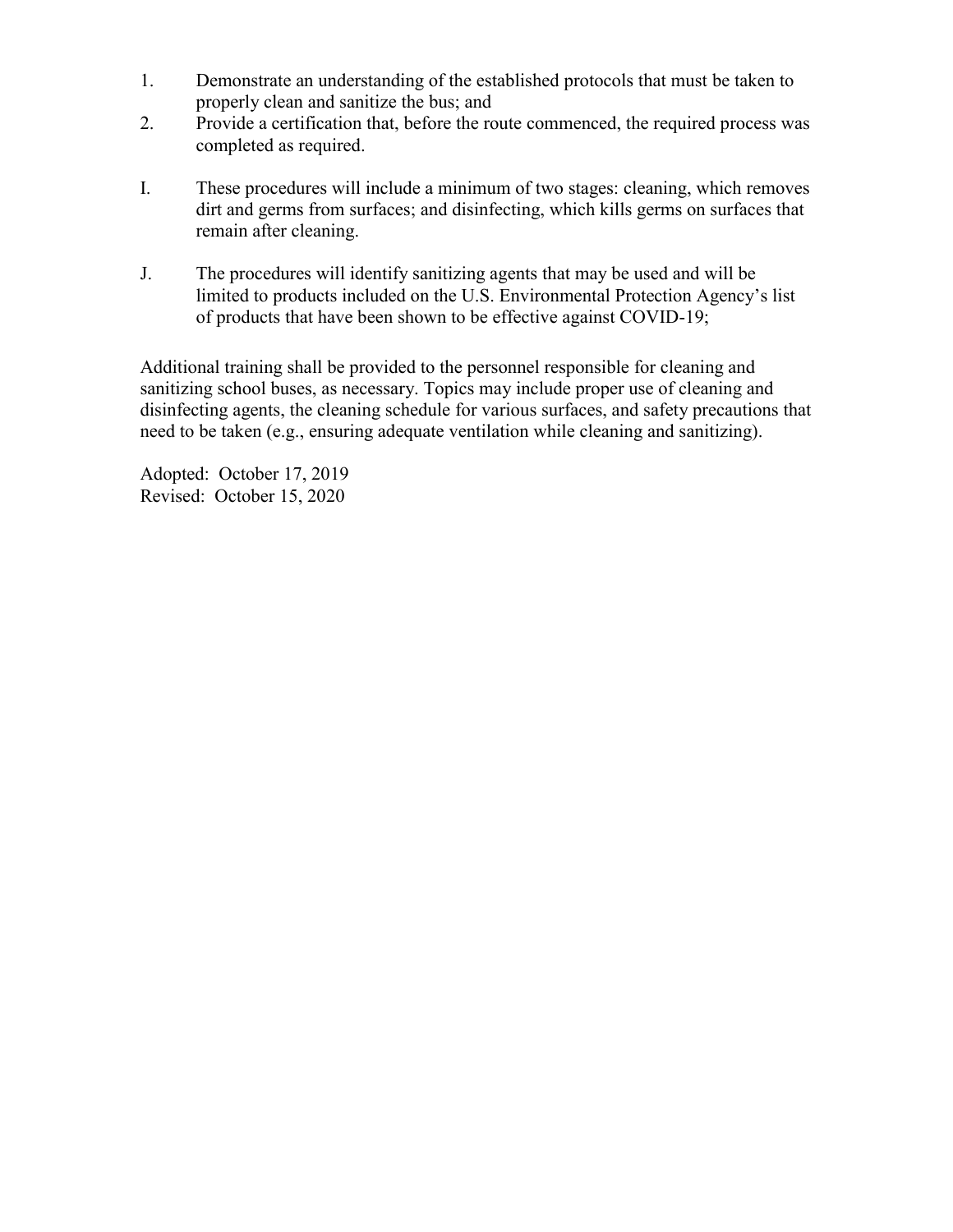1. Demonstrate an understanding of the established protocols that must be taken to properly clean and sanitize the bus; and
2. Provide a certification that, before the route commenced, the required process was completed as required.

I. These procedures will include a minimum of two stages: cleaning, which removes dirt and germs from surfaces; and disinfecting, which kills germs on surfaces that remain after cleaning.

J. The procedures will identify sanitizing agents that may be used and will be limited to products included on the U.S. Environmental Protection Agency's list of products that have been shown to be effective against COVID-19;

Additional training shall be provided to the personnel responsible for cleaning and sanitizing school buses, as necessary. Topics may include proper use of cleaning and disinfecting agents, the cleaning schedule for various surfaces, and safety precautions that need to be taken (e.g., ensuring adequate ventilation while cleaning and sanitizing).

Adopted: October 17, 2019
Revised: October 15, 2020